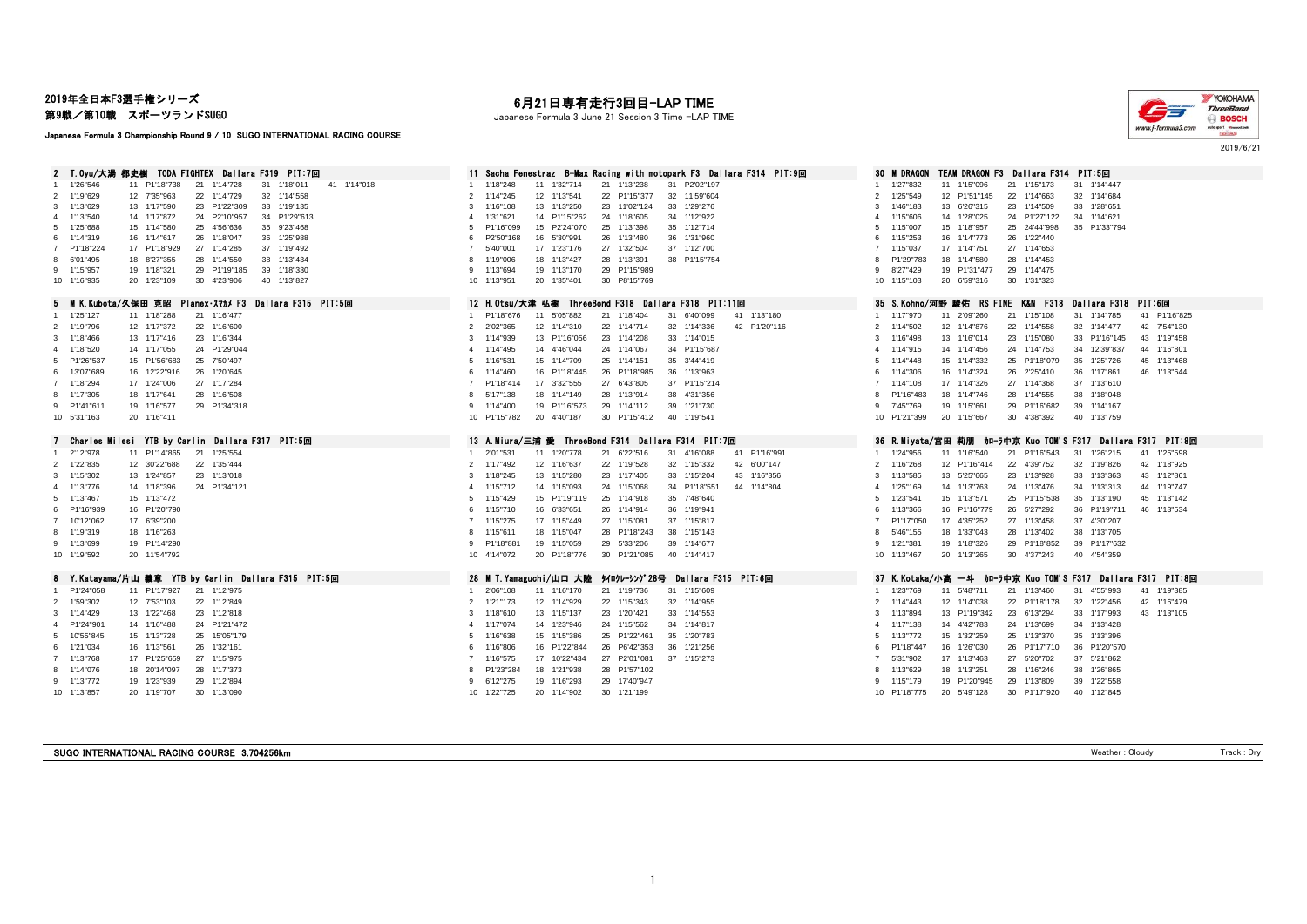# 2019年全日本F3選手権シリーズ

## 第9戦／第10戦 スポーツランドSUGO

Japanese Formula 3 Championship Round 9 / 10 SUGO INTERNATIONAL RACING COURSE

## 6月21日専有走行3回目-LAP TIME

Japanese Formula 3 June 21 Session 3 Time -LAP TIME

2019/6/21

### 2 T.Oyu/大湯 都史樹 TODA FIGHTEX Dallara F319 PIT:7回

| Lap | Time | Lap | Time | Lap | Time | Lap | Time | Lap | Time |
|---|---|---|---|---|---|---|---|---|---|
| 1 | 1'26"546 | 11 | P1'18"738 | 21 | 1'14"728 | 31 | 1'18"011 | 41 | 1'14"018 |
| 2 | 1'19"629 | 12 | 7'35"963 | 22 | 1'14"729 | 32 | 1'14"558 | | |
| 3 | 1'13"629 | 13 | 1'17"590 | 23 | P1'22"309 | 33 | 1'19"135 | | |
| 4 | 1'13"540 | 14 | 1'17"872 | 24 | P2'10"957 | 34 | P1'29"613 | | |
| 5 | 1'25"688 | 15 | 1'14"580 | 25 | 4'56"636 | 35 | 9'23"468 | | |
| 6 | 1'14"319 | 16 | 1'14"617 | 26 | 1'18"047 | 36 | 1'25"988 | | |
| 7 | P1'18"224 | 17 | P1'18"929 | 27 | 1'14"285 | 37 | 1'19"492 | | |
| 8 | 6'01"495 | 18 | 8'27"355 | 28 | 1'14"550 | 38 | 1'13"434 | | |
| 9 | 1'15"957 | 19 | 1'18"321 | 29 | P1'19"185 | 39 | 1'18"330 | | |
| 10 | 1'16"935 | 20 | 1'23"109 | 30 | 4'23"906 | 40 | 1'13"827 | | |

### 5 M K.Kubota/久保田 克昭 Planex・スマカメ F3 Dallara F315 PIT:5回

| Lap | Time | Lap | Time | Lap | Time |
|---|---|---|---|---|---|
| 1 | 1'25"127 | 11 | 1'18"288 | 21 | 1'16"477 |
| 2 | 1'19"796 | 12 | 1'17"372 | 22 | 1'16"600 |
| 3 | 1'18"466 | 13 | 1'17"416 | 23 | 1'16"344 |
| 4 | 1'18"520 | 14 | 1'17"055 | 24 | P1'29"044 |
| 5 | P1'26"537 | 15 | P1'56"683 | 25 | 7'50"497 |
| 6 | 13'07"689 | 16 | 12'22"916 | 26 | 1'20"645 |
| 7 | 1'18"294 | 17 | 1'24"006 | 27 | 1'17"284 |
| 8 | 1'17"305 | 18 | 1'17"641 | 28 | 1'16"508 |
| 9 | P1'41"611 | 19 | 1'16"577 | 29 | P1'34"318 |
| 10 | 5'31"163 | 20 | 1'16"411 | | |

### 7 Charles Milesi YTB by Carlin Dallara F317 PIT:5回

| Lap | Time | Lap | Time | Lap | Time |
|---|---|---|---|---|---|
| 1 | 2'12"978 | 11 | P1'14"865 | 21 | 1'25"554 |
| 2 | 1'22"835 | 12 | 30'22"688 | 22 | 1'35"444 |
| 3 | 1'15"302 | 13 | 1'24"857 | 23 | 1'13"018 |
| 4 | 1'13"776 | 14 | 1'18"396 | 24 | P1'34"121 |
| 5 | 1'13"467 | 15 | 1'13"472 | | |
| 6 | P1'16"939 | 16 | P1'20"790 | | |
| 7 | 10'12"062 | 17 | 6'39"200 | | |
| 8 | 1'19"319 | 18 | 1'16"263 | | |
| 9 | 1'13"699 | 19 | P1'14"290 | | |
| 10 | 1'19"592 | 20 | 11'54"792 | | |

### 8 Y.Katayama/片山 義章 YTB by Carlin Dallara F315 PIT:5回

| Lap | Time | Lap | Time | Lap | Time |
|---|---|---|---|---|---|
| 1 | P1'24"058 | 11 | P1'17"927 | 21 | 1'12"975 |
| 2 | 1'59"302 | 12 | 7'53"103 | 22 | 1'12"849 |
| 3 | 1'14"429 | 13 | 1'22"468 | 23 | 1'12"818 |
| 4 | P1'24"901 | 14 | 1'16"488 | 24 | P1'21"472 |
| 5 | 10'55"845 | 15 | 1'13"728 | 25 | 15'05"179 |
| 6 | 1'21"034 | 16 | 1'13"561 | 26 | 1'32"161 |
| 7 | 1'13"768 | 17 | P1'25"659 | 27 | 1'15"975 |
| 8 | 1'14"076 | 18 | 20'14"097 | 28 | 1'17"373 |
| 9 | 1'13"772 | 19 | 1'23"939 | 29 | 1'12"894 |
| 10 | 1'13"857 | 20 | 1'19"707 | 30 | 1'13"090 |

### 11 Sacha Fenestraz B-Max Racing with motopark F3 Dallara F314 PIT:9回

| Lap | Time | Lap | Time | Lap | Time | Lap | Time |
|---|---|---|---|---|---|---|---|
| 1 | 1'18"248 | 11 | 1'32"714 | 21 | 1'13"238 | 31 | P2'02"197 |
| 2 | 1'14"245 | 12 | 1'13"541 | 22 | P1'15"377 | 32 | 11'59"604 |
| 3 | 1'16"108 | 13 | 1'13"250 | 23 | 11'02"124 | 33 | 1'29"276 |
| 4 | 1'31"621 | 14 | P1'15"262 | 24 | 1'18"605 | 34 | 1'12"922 |
| 5 | P1'16"099 | 15 | P2'24"070 | 25 | 1'13"398 | 35 | 1'12"714 |
| 6 | P2'50"168 | 16 | 5'30"991 | 26 | 1'13"480 | 36 | 1'31"960 |
| 7 | 5'40"001 | 17 | 1'23"176 | 27 | 1'32"504 | 37 | 1'12"700 |
| 8 | 1'19"006 | 18 | 1'13"427 | 28 | 1'13"391 | 38 | P1'15"754 |
| 9 | 1'13"694 | 19 | 1'13"170 | 29 | P1'15"989 | | |
| 10 | 1'13"951 | 20 | 1'35"401 | 30 | P8'15"769 | | |

### 12 H.Otsu/大津 弘樹 ThreeBond F318 Dallara F318 PIT:11回

| Lap | Time | Lap | Time | Lap | Time | Lap | Time | Lap | Time |
|---|---|---|---|---|---|---|---|---|---|
| 1 | P1'18"676 | 11 | 5'05"882 | 21 | 1'18"404 | 31 | 6'40"099 | 41 | 1'13"180 |
| 2 | 2'02"365 | 12 | 1'14"310 | 22 | 1'14"714 | 32 | 1'14"336 | 42 | P1'20"116 |
| 3 | 1'14"939 | 13 | P1'16"056 | 23 | 1'14"208 | 33 | 1'14"015 | | |
| 4 | 1'14"495 | 14 | 4'46"044 | 24 | 1'14"067 | 34 | P1'15"687 | | |
| 5 | 1'16"531 | 15 | 1'14"709 | 25 | 1'14"151 | 35 | 3'44"419 | | |
| 6 | 1'14"460 | 16 | P1'18"445 | 26 | P1'18"985 | 36 | 1'13"963 | | |
| 7 | P1'18"414 | 17 | 3'32"555 | 27 | 6'43"805 | 37 | P1'15"214 | | |
| 8 | 5'17"138 | 18 | 1'14"149 | 28 | 1'13"914 | 38 | 4'31"356 | | |
| 9 | 1'14"400 | 19 | P1'16"573 | 29 | 1'14"112 | 39 | 1'21"730 | | |
| 10 | P1'15"782 | 20 | 4'40"187 | 30 | P1'15"412 | 40 | 1'19"541 | | |

### 13 A.Miura/三浦 愛 ThreeBond F314 Dallara F314 PIT:7回

| Lap | Time | Lap | Time | Lap | Time | Lap | Time | Lap | Time |
|---|---|---|---|---|---|---|---|---|---|
| 1 | 2'01"531 | 11 | 1'20"778 | 21 | 6'22"516 | 31 | 4'16"088 | 41 | P1'16"991 |
| 2 | 1'17"492 | 12 | 1'16"637 | 22 | 1'19"528 | 32 | 1'15"332 | 42 | 6'00"147 |
| 3 | 1'18"245 | 13 | 1'15"280 | 23 | 1'17"405 | 33 | 1'15"204 | 43 | 1'16"356 |
| 4 | 1'15"712 | 14 | 1'15"093 | 24 | 1'15"068 | 34 | P1'18"551 | 44 | 1'14"804 |
| 5 | 1'15"429 | 15 | P1'19"119 | 25 | 1'14"918 | 35 | 7'48"640 | | |
| 6 | 1'15"710 | 16 | 6'33"651 | 26 | 1'14"914 | 36 | 1'19"941 | | |
| 7 | 1'15"275 | 17 | 1'15"449 | 27 | 1'15"081 | 37 | 1'15"817 | | |
| 8 | 1'15"611 | 18 | 1'15"047 | 28 | P1'18"243 | 38 | 1'15"143 | | |
| 9 | P1'18"881 | 19 | 1'15"059 | 29 | 5'33"206 | 39 | 1'14"677 | | |
| 10 | 4'14"072 | 20 | P1'18"776 | 30 | P1'21"085 | 40 | 1'14"417 | | |

### 28 M T.Yamaguchi/山口 大陸 タイロクレーシング28号 Dallara F315 PIT:6回

| Lap | Time | Lap | Time | Lap | Time | Lap | Time |
|---|---|---|---|---|---|---|---|
| 1 | 2'06"108 | 11 | 1'16"170 | 21 | 1'19"736 | 31 | 1'15"609 |
| 2 | 1'21"173 | 12 | 1'14"929 | 22 | 1'15"343 | 32 | 1'14"955 |
| 3 | 1'18"610 | 13 | 1'15"137 | 23 | 1'20"421 | 33 | 1'14"553 |
| 4 | 1'17"074 | 14 | 1'23"946 | 24 | 1'15"562 | 34 | 1'14"817 |
| 5 | 1'16"638 | 15 | 1'15"386 | 25 | P1'22"461 | 35 | 1'20"783 |
| 6 | 1'16"806 | 16 | P1'22"844 | 26 | P6'42"353 | 36 | 1'21"256 |
| 7 | 1'16"575 | 17 | 10'22"434 | 27 | P2'01"081 | 37 | 1'15"273 |
| 8 | P1'23"284 | 18 | 1'21"938 | 28 | P1'57"102 | | |
| 9 | 6'12"275 | 19 | 1'16"293 | 29 | 17'40"947 | | |
| 10 | 1'22"725 | 20 | 1'14"902 | 30 | 1'21"199 | | |

### 30 M DRAGON TEAM DRAGON F3 Dallara F314 PIT:5回

| Lap | Time | Lap | Time | Lap | Time | Lap | Time |
|---|---|---|---|---|---|---|---|
| 1 | 1'27"832 | 11 | 1'15"096 | 21 | 1'15"173 | 31 | 1'14"447 |
| 2 | 1'25"549 | 12 | P1'51"145 | 22 | 1'14"663 | 32 | 1'14"684 |
| 3 | 1'46"183 | 13 | 6'26"315 | 23 | 1'14"509 | 33 | 1'28"651 |
| 4 | 1'15"606 | 14 | 1'28"025 | 24 | P1'27"122 | 34 | 1'14"621 |
| 5 | 1'15"007 | 15 | 1'18"957 | 25 | 24'44"998 | 35 | P1'33"794 |
| 6 | 1'15"253 | 16 | 1'14"773 | 26 | 1'22"440 | | |
| 7 | 1'15"037 | 17 | 1'14"751 | 27 | 1'14"653 | | |
| 8 | P1'29"783 | 18 | 1'14"580 | 28 | 1'14"453 | | |
| 9 | 8'27"429 | 19 | P1'31"477 | 29 | 1'14"475 | | |
| 10 | 1'15"103 | 20 | 6'59"316 | 30 | 1'31"323 | | |

### 35 S.Kohno/河野 駿佑 RS FINE K&N F318 Dallara F318 PIT:6回

| Lap | Time | Lap | Time | Lap | Time | Lap | Time | Lap | Time |
|---|---|---|---|---|---|---|---|---|---|
| 1 | 1'17"970 | 11 | 2'09"260 | 21 | 1'15"108 | 31 | 1'14"785 | 41 | P1'16"825 |
| 2 | 1'14"502 | 12 | 1'14"876 | 22 | 1'14"558 | 32 | 1'14"477 | 42 | 7'54"130 |
| 3 | 1'16"498 | 13 | 1'16"014 | 23 | 1'15"080 | 33 | P1'16"145 | 43 | 1'19"458 |
| 4 | 1'14"915 | 14 | 1'14"456 | 24 | 1'14"753 | 34 | 12'39"837 | 44 | 1'16"801 |
| 5 | 1'14"448 | 15 | 1'14"332 | 25 | P1'18"079 | 35 | 1'25"726 | 45 | 1'13"468 |
| 6 | 1'14"306 | 16 | 1'14"324 | 26 | 2'25"410 | 36 | 1'17"861 | 46 | 1'13"644 |
| 7 | 1'14"108 | 17 | 1'14"326 | 27 | 1'14"368 | 37 | 1'13"610 | | |
| 8 | P1'16"483 | 18 | 1'14"746 | 28 | 1'14"555 | 38 | 1'18"048 | | |
| 9 | 7'45"769 | 19 | 1'15"661 | 29 | P1'16"682 | 39 | 1'14"167 | | |
| 10 | P1'21"399 | 20 | 1'15"667 | 30 | 4'38"392 | 40 | 1'13"759 | | |

### 36 R.Miyata/宮田 莉朋 カローラ中京 Kuo TOM'S F317 Dallara F317 PIT:8回

| Lap | Time | Lap | Time | Lap | Time | Lap | Time | Lap | Time |
|---|---|---|---|---|---|---|---|---|---|
| 1 | 1'24"956 | 11 | 1'16"540 | 21 | P1'16"543 | 31 | 1'26"215 | 41 | 1'25"598 |
| 2 | 1'16"268 | 12 | P1'16"414 | 22 | 4'39"752 | 32 | 1'19"826 | 42 | 1'18"925 |
| 3 | 1'13"585 | 13 | 5'25"665 | 23 | 1'13"928 | 33 | 1'13"363 | 43 | 1'12"861 |
| 4 | 1'25"169 | 14 | 1'13"763 | 24 | 1'13"476 | 34 | 1'13"313 | 44 | 1'19"747 |
| 5 | 1'23"541 | 15 | 1'13"571 | 25 | P1'15"538 | 35 | 1'13"190 | 45 | 1'13"142 |
| 6 | 1'13"366 | 16 | P1'16"779 | 26 | 5'27"292 | 36 | P1'19"711 | 46 | 1'13"534 |
| 7 | P1'17"050 | 17 | 4'35"252 | 27 | 1'13"458 | 37 | 4'30"207 | | |
| 8 | 5'46"155 | 18 | 1'33"043 | 28 | 1'13"402 | 38 | 1'13"705 | | |
| 9 | 1'21"381 | 19 | 1'18"326 | 29 | P1'18"852 | 39 | P1'17"632 | | |
| 10 | 1'13"467 | 20 | 1'13"265 | 30 | 4'37"243 | 40 | 4'54"359 | | |

### 37 K.Kotaka/小高 一斗 カローラ中京 Kuo TOM'S F317 Dallara F317 PIT:8回

| Lap | Time | Lap | Time | Lap | Time | Lap | Time | Lap | Time |
|---|---|---|---|---|---|---|---|---|---|
| 1 | 1'23"769 | 11 | 5'48"711 | 21 | 1'13"460 | 31 | 4'55"993 | 41 | 1'19"385 |
| 2 | 1'14"443 | 12 | 1'14"038 | 22 | P1'18"178 | 32 | 1'22"456 | 42 | 1'16"479 |
| 3 | 1'13"894 | 13 | P1'19"342 | 23 | 6'13"294 | 33 | 1'17"993 | 43 | 1'13"105 |
| 4 | 1'17"138 | 14 | 4'42"783 | 24 | 1'13"699 | 34 | 1'13"428 | | |
| 5 | 1'13"772 | 15 | 1'32"259 | 25 | 1'13"370 | 35 | 1'13"396 | | |
| 6 | P1'18"447 | 16 | 1'26"030 | 26 | P1'17"710 | 36 | P1'20"570 | | |
| 7 | 5'31"902 | 17 | 1'13"463 | 27 | 5'20"702 | 37 | 5'21"862 | | |
| 8 | 1'13"629 | 18 | 1'13"251 | 28 | 1'16"246 | 38 | 1'26"865 | | |
| 9 | 1'15"179 | 19 | P1'20"945 | 29 | 1'13"809 | 39 | 1'22"558 | | |
| 10 | P1'18"775 | 20 | 5'49"128 | 30 | P1'17"920 | 40 | 1'12"845 | | |

SUGO INTERNATIONAL RACING COURSE 3.704256km

Weather : Cloudy

Track : Dry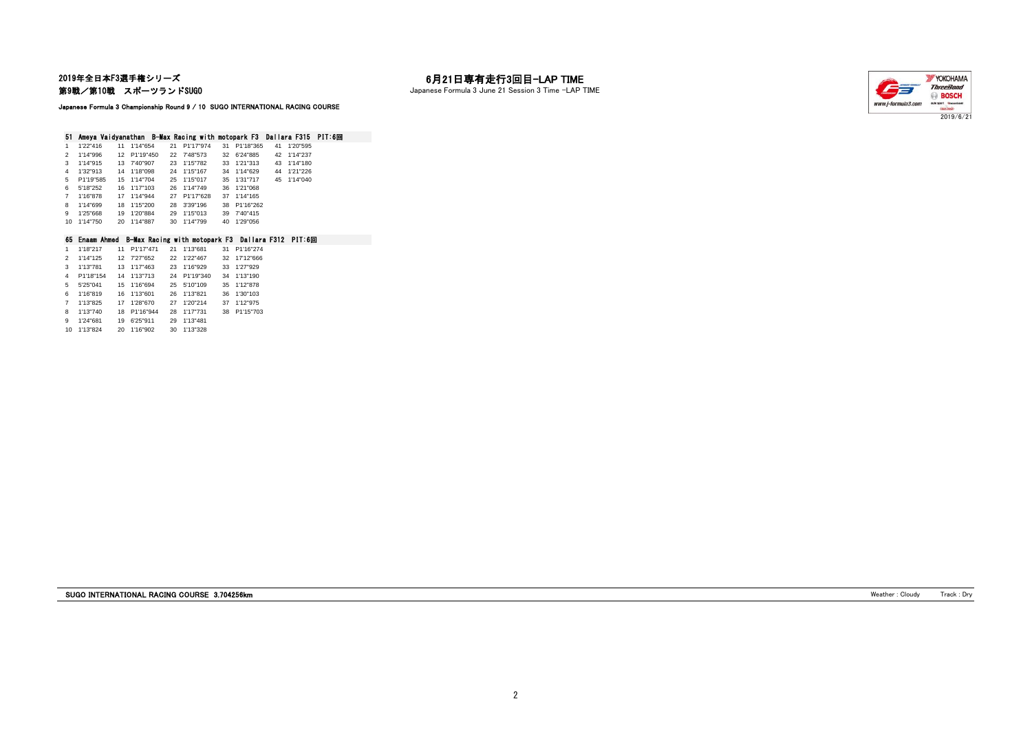2019年全日本F3選手権シリーズ
第9戦／第10戦　スポーツランドSUGO

Japanese Formula 3 Championship Round 9 / 10 SUGO INTERNATIONAL RACING COURSE

# 6月21日専有走行3回目-LAP TIME

Japanese Formula 3 June 21 Session 3 Time -LAP TIME

2019/6/21

## 51 Ameya Vaidyanathan B-Max Racing with motopark F3 Dallara F315 PIT:6回

| | | | | | | | | | |
|---|---|---|---|---|---|---|---|---|---|
| 1 | 1'22"416 | 11 | 1'14"654 | 21 | P1'17"974 | 31 | P1'18"365 | 41 | 1'20"595 |
| 2 | 1'14"996 | 12 | P1'19"450 | 22 | 7'48"573 | 32 | 6'24"885 | 42 | 1'14"237 |
| 3 | 1'14"915 | 13 | 7'40"907 | 23 | 1'15"782 | 33 | 1'21"313 | 43 | 1'14"180 |
| 4 | 1'32"913 | 14 | 1'18"098 | 24 | 1'15"167 | 34 | 1'14"629 | 44 | 1'21"226 |
| 5 | P1'19"585 | 15 | 1'14"704 | 25 | 1'15"017 | 35 | 1'31"717 | 45 | 1'14"040 |
| 6 | 5'18"252 | 16 | 1'17"103 | 26 | 1'14"749 | 36 | 1'21"068 | | |
| 7 | 1'16"878 | 17 | 1'14"944 | 27 | P1'17"628 | 37 | 1'14"165 | | |
| 8 | 1'14"699 | 18 | 1'15"200 | 28 | 3'39"196 | 38 | P1'16"262 | | |
| 9 | 1'25"668 | 19 | 1'20"884 | 29 | 1'15"013 | 39 | 7'40"415 | | |
| 10 | 1'14"750 | 20 | 1'14"887 | 30 | 1'14"799 | 40 | 1'29"056 | | |

## 65 Enaam Ahmed B-Max Racing with motopark F3 Dallara F312 PIT:6回

| | | | | | | | |
|---|---|---|---|---|---|---|---|
| 1 | 1'18"217 | 11 | P1'17"471 | 21 | 1'13"681 | 31 | P1'16"274 |
| 2 | 1'14"125 | 12 | 7'27"652 | 22 | 1'22"467 | 32 | 17'12"666 |
| 3 | 1'13"781 | 13 | 1'17"463 | 23 | 1'16"929 | 33 | 1'27"929 |
| 4 | P1'18"154 | 14 | 1'13"713 | 24 | P1'19"340 | 34 | 1'13"190 |
| 5 | 5'25"041 | 15 | 1'16"694 | 25 | 5'10"109 | 35 | 1'12"878 |
| 6 | 1'16"819 | 16 | 1'13"601 | 26 | 1'13"821 | 36 | 1'30"103 |
| 7 | 1'13"825 | 17 | 1'28"670 | 27 | 1'20"214 | 37 | 1'12"975 |
| 8 | 1'13"740 | 18 | P1'16"944 | 28 | 1'17"731 | 38 | P1'15"703 |
| 9 | 1'24"681 | 19 | 6'25"911 | 29 | 1'13"481 | | |
| 10 | 1'13"824 | 20 | 1'16"902 | 30 | 1'13"328 | | |

SUGO INTERNATIONAL RACING COURSE 3.704256km　　Weather : Cloudy　　Track : Dry